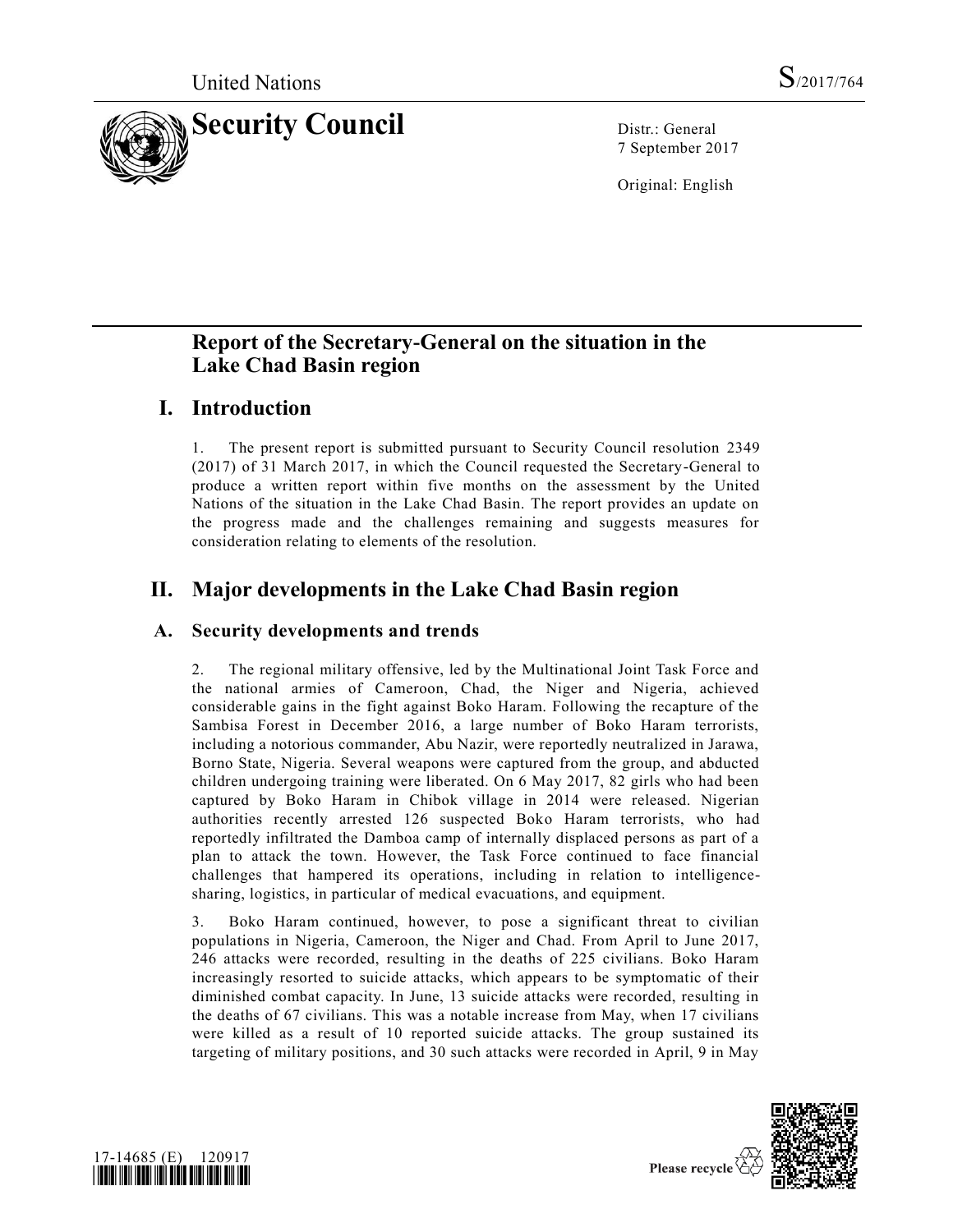United Nations S/2017/764

# Security Council

Distr.: General
7 September 2017

Original: English

## Report of the Secretary-General on the situation in the Lake Chad Basin region

## I. Introduction

1. The present report is submitted pursuant to Security Council resolution 2349 (2017) of 31 March 2017, in which the Council requested the Secretary-General to produce a written report within five months on the assessment by the United Nations of the situation in the Lake Chad Basin. The report provides an update on the progress made and the challenges remaining and suggests measures for consideration relating to elements of the resolution.

## II. Major developments in the Lake Chad Basin region

### A. Security developments and trends

2. The regional military offensive, led by the Multinational Joint Task Force and the national armies of Cameroon, Chad, the Niger and Nigeria, achieved considerable gains in the fight against Boko Haram. Following the recapture of the Sambisa Forest in December 2016, a large number of Boko Haram terrorists, including a notorious commander, Abu Nazir, were reportedly neutralized in Jarawa, Borno State, Nigeria. Several weapons were captured from the group, and abducted children undergoing training were liberated. On 6 May 2017, 82 girls who had been captured by Boko Haram in Chibok village in 2014 were released. Nigerian authorities recently arrested 126 suspected Boko Haram terrorists, who had reportedly infiltrated the Damboa camp of internally displaced persons as part of a plan to attack the town. However, the Task Force continued to face financial challenges that hampered its operations, including in relation to intelligence-sharing, logistics, in particular of medical evacuations, and equipment.

3. Boko Haram continued, however, to pose a significant threat to civilian populations in Nigeria, Cameroon, the Niger and Chad. From April to June 2017, 246 attacks were recorded, resulting in the deaths of 225 civilians. Boko Haram increasingly resorted to suicide attacks, which appears to be symptomatic of their diminished combat capacity. In June, 13 suicide attacks were recorded, resulting in the deaths of 67 civilians. This was a notable increase from May, when 17 civilians were killed as a result of 10 reported suicide attacks. The group sustained its targeting of military positions, and 30 such attacks were recorded in April, 9 in May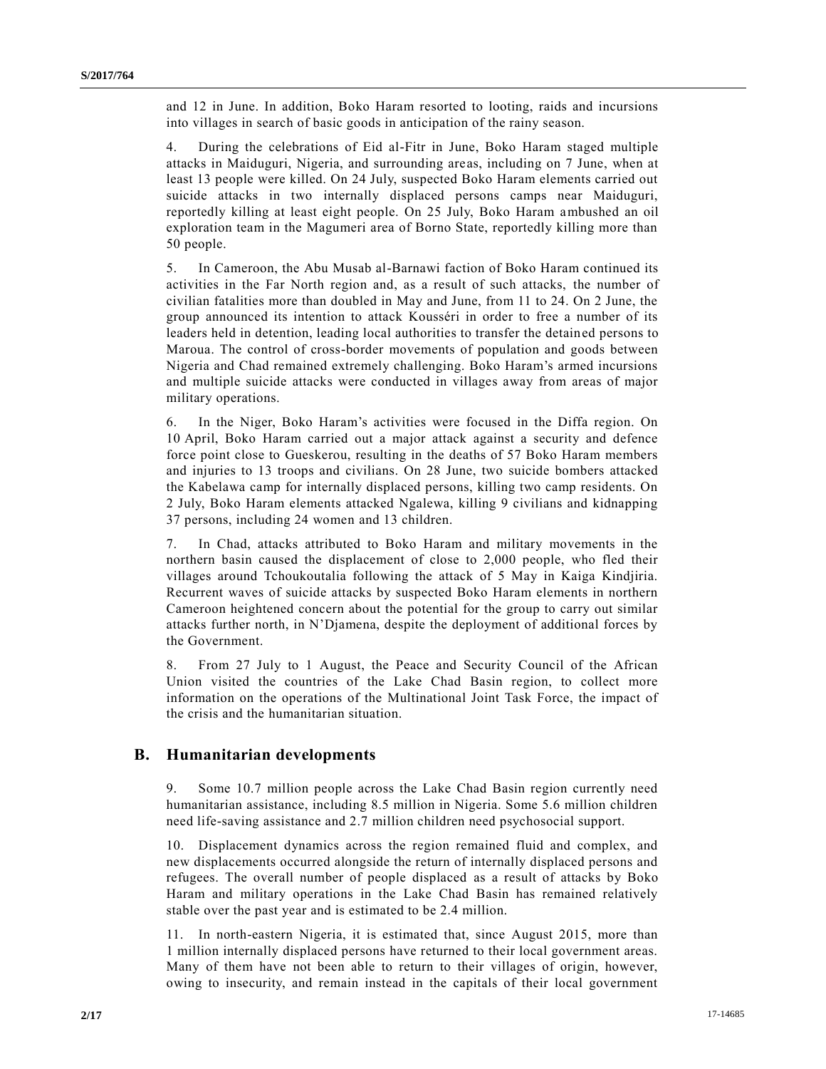and 12 in June. In addition, Boko Haram resorted to looting, raids and incursions into villages in search of basic goods in anticipation of the rainy season.

4. During the celebrations of Eid al-Fitr in June, Boko Haram staged multiple attacks in Maiduguri, Nigeria, and surrounding areas, including on 7 June, when at least 13 people were killed. On 24 July, suspected Boko Haram elements carried out suicide attacks in two internally displaced persons camps near Maiduguri, reportedly killing at least eight people. On 25 July, Boko Haram ambushed an oil exploration team in the Magumeri area of Borno State, reportedly killing more than 50 people.

5. In Cameroon, the Abu Musab al-Barnawi faction of Boko Haram continued its activities in the Far North region and, as a result of such attacks, the number of civilian fatalities more than doubled in May and June, from 11 to 24. On 2 June, the group announced its intention to attack Kousséri in order to free a number of its leaders held in detention, leading local authorities to transfer the detained persons to Maroua. The control of cross-border movements of population and goods between Nigeria and Chad remained extremely challenging. Boko Haram's armed incursions and multiple suicide attacks were conducted in villages away from areas of major military operations.

6. In the Niger, Boko Haram's activities were focused in the Diffa region. On 10 April, Boko Haram carried out a major attack against a security and defence force point close to Gueskerou, resulting in the deaths of 57 Boko Haram members and injuries to 13 troops and civilians. On 28 June, two suicide bombers attacked the Kabelawa camp for internally displaced persons, killing two camp residents. On 2 July, Boko Haram elements attacked Ngalewa, killing 9 civilians and kidnapping 37 persons, including 24 women and 13 children.

7. In Chad, attacks attributed to Boko Haram and military movements in the northern basin caused the displacement of close to 2,000 people, who fled their villages around Tchoukoutalia following the attack of 5 May in Kaiga Kindjiria. Recurrent waves of suicide attacks by suspected Boko Haram elements in northern Cameroon heightened concern about the potential for the group to carry out similar attacks further north, in N'Djamena, despite the deployment of additional forces by the Government.

8. From 27 July to 1 August, the Peace and Security Council of the African Union visited the countries of the Lake Chad Basin region, to collect more information on the operations of the Multinational Joint Task Force, the impact of the crisis and the humanitarian situation.

## B. Humanitarian developments

9. Some 10.7 million people across the Lake Chad Basin region currently need humanitarian assistance, including 8.5 million in Nigeria. Some 5.6 million children need life-saving assistance and 2.7 million children need psychosocial support.

10. Displacement dynamics across the region remained fluid and complex, and new displacements occurred alongside the return of internally displaced persons and refugees. The overall number of people displaced as a result of attacks by Boko Haram and military operations in the Lake Chad Basin has remained relatively stable over the past year and is estimated to be 2.4 million.

11. In north-eastern Nigeria, it is estimated that, since August 2015, more than 1 million internally displaced persons have returned to their local government areas. Many of them have not been able to return to their villages of origin, however, owing to insecurity, and remain instead in the capitals of their local government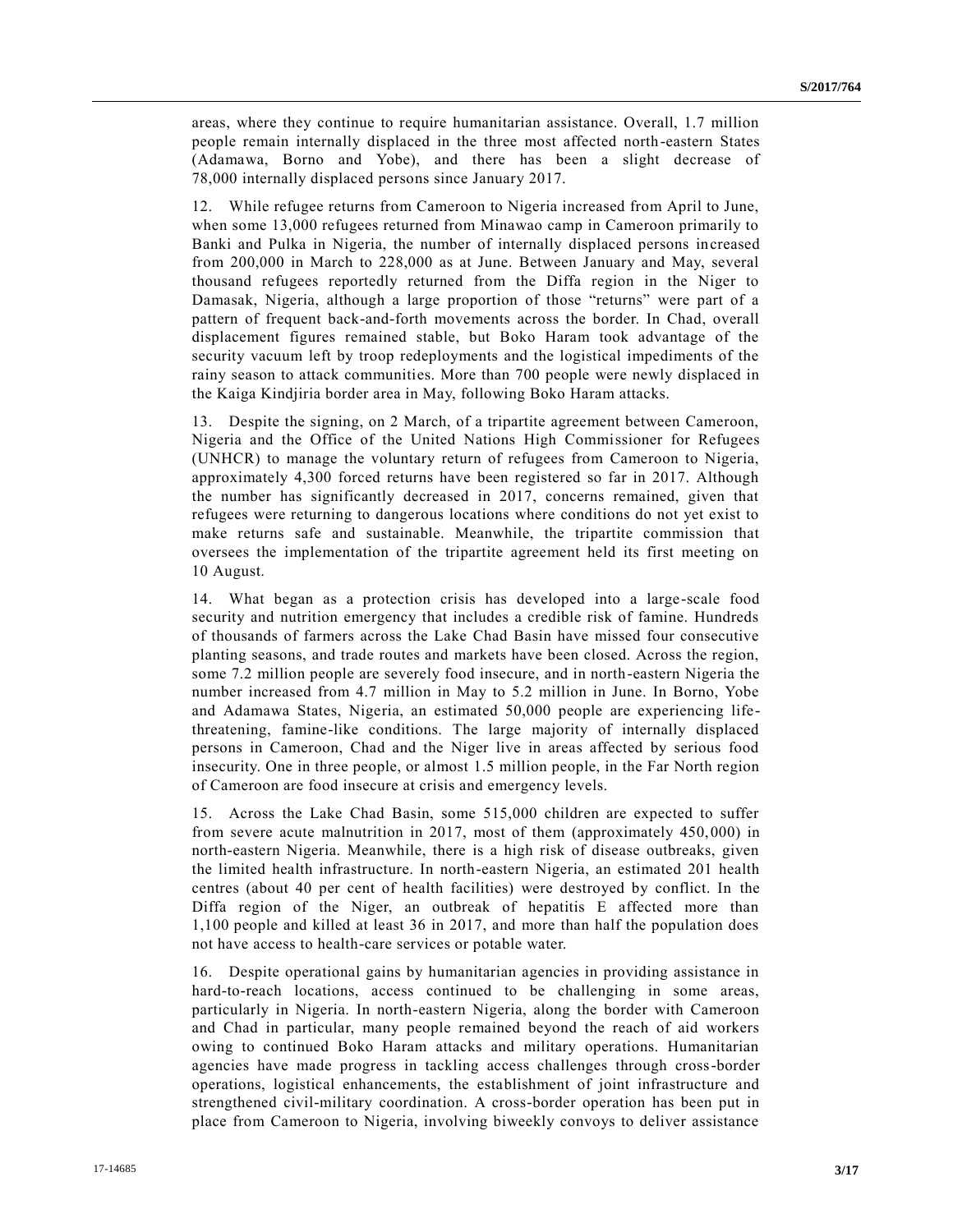areas, where they continue to require humanitarian assistance. Overall, 1.7 million people remain internally displaced in the three most affected north-eastern States (Adamawa, Borno and Yobe), and there has been a slight decrease of 78,000 internally displaced persons since January 2017.

12. While refugee returns from Cameroon to Nigeria increased from April to June, when some 13,000 refugees returned from Minawao camp in Cameroon primarily to Banki and Pulka in Nigeria, the number of internally displaced persons increased from 200,000 in March to 228,000 as at June. Between January and May, several thousand refugees reportedly returned from the Diffa region in the Niger to Damasak, Nigeria, although a large proportion of those "returns" were part of a pattern of frequent back-and-forth movements across the border. In Chad, overall displacement figures remained stable, but Boko Haram took advantage of the security vacuum left by troop redeployments and the logistical impediments of the rainy season to attack communities. More than 700 people were newly displaced in the Kaiga Kindjiria border area in May, following Boko Haram attacks.

13. Despite the signing, on 2 March, of a tripartite agreement between Cameroon, Nigeria and the Office of the United Nations High Commissioner for Refugees (UNHCR) to manage the voluntary return of refugees from Cameroon to Nigeria, approximately 4,300 forced returns have been registered so far in 2017. Although the number has significantly decreased in 2017, concerns remained, given that refugees were returning to dangerous locations where conditions do not yet exist to make returns safe and sustainable. Meanwhile, the tripartite commission that oversees the implementation of the tripartite agreement held its first meeting on 10 August.

14. What began as a protection crisis has developed into a large-scale food security and nutrition emergency that includes a credible risk of famine. Hundreds of thousands of farmers across the Lake Chad Basin have missed four consecutive planting seasons, and trade routes and markets have been closed. Across the region, some 7.2 million people are severely food insecure, and in north-eastern Nigeria the number increased from 4.7 million in May to 5.2 million in June. In Borno, Yobe and Adamawa States, Nigeria, an estimated 50,000 people are experiencing life-threatening, famine-like conditions. The large majority of internally displaced persons in Cameroon, Chad and the Niger live in areas affected by serious food insecurity. One in three people, or almost 1.5 million people, in the Far North region of Cameroon are food insecure at crisis and emergency levels.

15. Across the Lake Chad Basin, some 515,000 children are expected to suffer from severe acute malnutrition in 2017, most of them (approximately 450,000) in north-eastern Nigeria. Meanwhile, there is a high risk of disease outbreaks, given the limited health infrastructure. In north-eastern Nigeria, an estimated 201 health centres (about 40 per cent of health facilities) were destroyed by conflict. In the Diffa region of the Niger, an outbreak of hepatitis E affected more than 1,100 people and killed at least 36 in 2017, and more than half the population does not have access to health-care services or potable water.

16. Despite operational gains by humanitarian agencies in providing assistance in hard-to-reach locations, access continued to be challenging in some areas, particularly in Nigeria. In north-eastern Nigeria, along the border with Cameroon and Chad in particular, many people remained beyond the reach of aid workers owing to continued Boko Haram attacks and military operations. Humanitarian agencies have made progress in tackling access challenges through cross-border operations, logistical enhancements, the establishment of joint infrastructure and strengthened civil-military coordination. A cross-border operation has been put in place from Cameroon to Nigeria, involving biweekly convoys to deliver assistance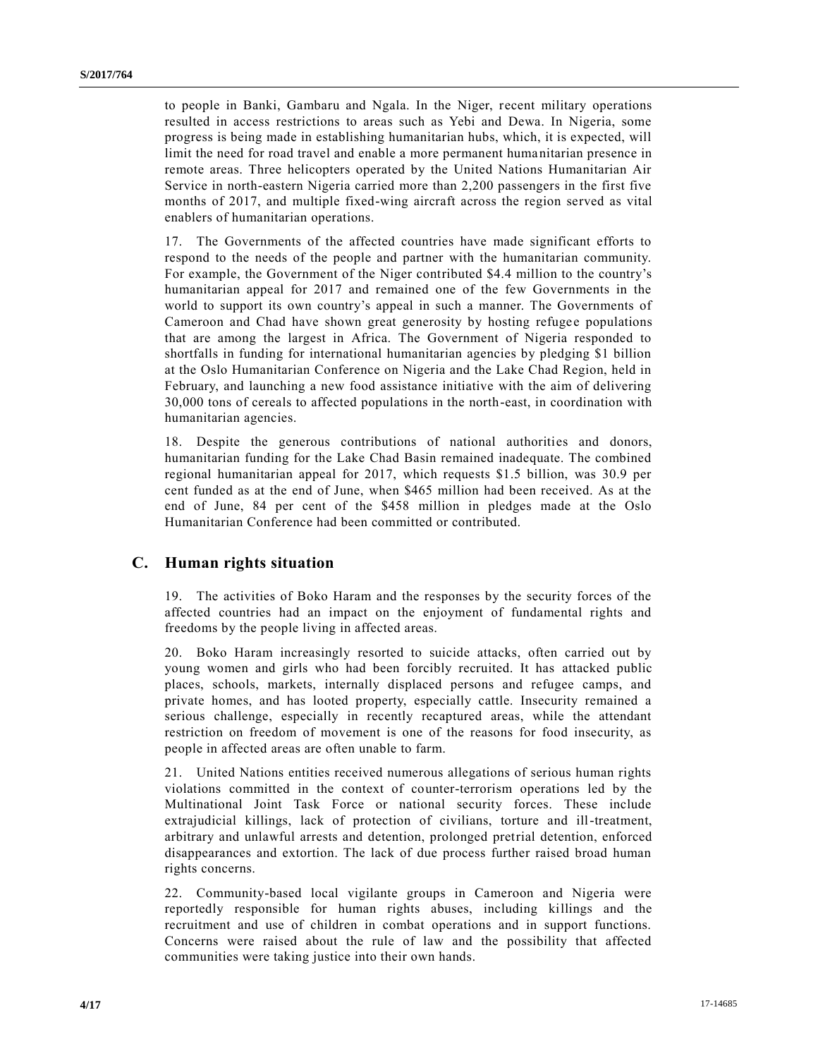to people in Banki, Gambaru and Ngala. In the Niger, recent military operations resulted in access restrictions to areas such as Yebi and Dewa. In Nigeria, some progress is being made in establishing humanitarian hubs, which, it is expected, will limit the need for road travel and enable a more permanent humanitarian presence in remote areas. Three helicopters operated by the United Nations Humanitarian Air Service in north-eastern Nigeria carried more than 2,200 passengers in the first five months of 2017, and multiple fixed-wing aircraft across the region served as vital enablers of humanitarian operations.

17. The Governments of the affected countries have made significant efforts to respond to the needs of the people and partner with the humanitarian community. For example, the Government of the Niger contributed $4.4 million to the country's humanitarian appeal for 2017 and remained one of the few Governments in the world to support its own country's appeal in such a manner. The Governments of Cameroon and Chad have shown great generosity by hosting refugee populations that are among the largest in Africa. The Government of Nigeria responded to shortfalls in funding for international humanitarian agencies by pledging $1 billion at the Oslo Humanitarian Conference on Nigeria and the Lake Chad Region, held in February, and launching a new food assistance initiative with the aim of delivering 30,000 tons of cereals to affected populations in the north-east, in coordination with humanitarian agencies.

18. Despite the generous contributions of national authorities and donors, humanitarian funding for the Lake Chad Basin remained inadequate. The combined regional humanitarian appeal for 2017, which requests $1.5 billion, was 30.9 per cent funded as at the end of June, when $465 million had been received. As at the end of June, 84 per cent of the $458 million in pledges made at the Oslo Humanitarian Conference had been committed or contributed.

## C. Human rights situation

19. The activities of Boko Haram and the responses by the security forces of the affected countries had an impact on the enjoyment of fundamental rights and freedoms by the people living in affected areas.

20. Boko Haram increasingly resorted to suicide attacks, often carried out by young women and girls who had been forcibly recruited. It has attacked public places, schools, markets, internally displaced persons and refugee camps, and private homes, and has looted property, especially cattle. Insecurity remained a serious challenge, especially in recently recaptured areas, while the attendant restriction on freedom of movement is one of the reasons for food insecurity, as people in affected areas are often unable to farm.

21. United Nations entities received numerous allegations of serious human rights violations committed in the context of counter-terrorism operations led by the Multinational Joint Task Force or national security forces. These include extrajudicial killings, lack of protection of civilians, torture and ill-treatment, arbitrary and unlawful arrests and detention, prolonged pretrial detention, enforced disappearances and extortion. The lack of due process further raised broad human rights concerns.

22. Community-based local vigilante groups in Cameroon and Nigeria were reportedly responsible for human rights abuses, including killings and the recruitment and use of children in combat operations and in support functions. Concerns were raised about the rule of law and the possibility that affected communities were taking justice into their own hands.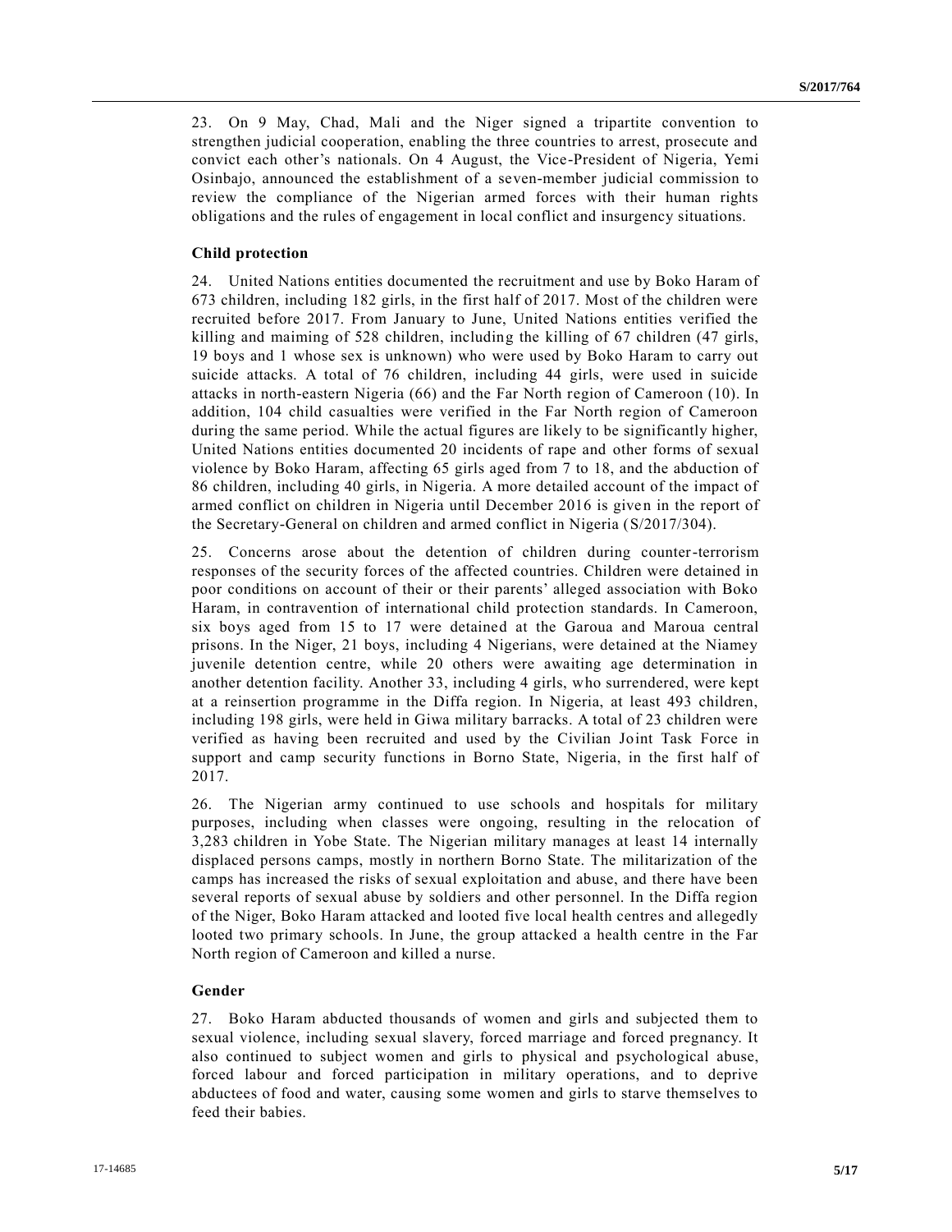23. On 9 May, Chad, Mali and the Niger signed a tripartite convention to strengthen judicial cooperation, enabling the three countries to arrest, prosecute and convict each other's nationals. On 4 August, the Vice-President of Nigeria, Yemi Osinbajo, announced the establishment of a seven-member judicial commission to review the compliance of the Nigerian armed forces with their human rights obligations and the rules of engagement in local conflict and insurgency situations.

### Child protection

24. United Nations entities documented the recruitment and use by Boko Haram of 673 children, including 182 girls, in the first half of 2017. Most of the children were recruited before 2017. From January to June, United Nations entities verified the killing and maiming of 528 children, including the killing of 67 children (47 girls, 19 boys and 1 whose sex is unknown) who were used by Boko Haram to carry out suicide attacks. A total of 76 children, including 44 girls, were used in suicide attacks in north-eastern Nigeria (66) and the Far North region of Cameroon (10). In addition, 104 child casualties were verified in the Far North region of Cameroon during the same period. While the actual figures are likely to be significantly higher, United Nations entities documented 20 incidents of rape and other forms of sexual violence by Boko Haram, affecting 65 girls aged from 7 to 18, and the abduction of 86 children, including 40 girls, in Nigeria. A more detailed account of the impact of armed conflict on children in Nigeria until December 2016 is given in the report of the Secretary-General on children and armed conflict in Nigeria (S/2017/304).

25. Concerns arose about the detention of children during counter-terrorism responses of the security forces of the affected countries. Children were detained in poor conditions on account of their or their parents' alleged association with Boko Haram, in contravention of international child protection standards. In Cameroon, six boys aged from 15 to 17 were detained at the Garoua and Maroua central prisons. In the Niger, 21 boys, including 4 Nigerians, were detained at the Niamey juvenile detention centre, while 20 others were awaiting age determination in another detention facility. Another 33, including 4 girls, who surrendered, were kept at a reinsertion programme in the Diffa region. In Nigeria, at least 493 children, including 198 girls, were held in Giwa military barracks. A total of 23 children were verified as having been recruited and used by the Civilian Joint Task Force in support and camp security functions in Borno State, Nigeria, in the first half of 2017.

26. The Nigerian army continued to use schools and hospitals for military purposes, including when classes were ongoing, resulting in the relocation of 3,283 children in Yobe State. The Nigerian military manages at least 14 internally displaced persons camps, mostly in northern Borno State. The militarization of the camps has increased the risks of sexual exploitation and abuse, and there have been several reports of sexual abuse by soldiers and other personnel. In the Diffa region of the Niger, Boko Haram attacked and looted five local health centres and allegedly looted two primary schools. In June, the group attacked a health centre in the Far North region of Cameroon and killed a nurse.

### Gender

27. Boko Haram abducted thousands of women and girls and subjected them to sexual violence, including sexual slavery, forced marriage and forced pregnancy. It also continued to subject women and girls to physical and psychological abuse, forced labour and forced participation in military operations, and to deprive abductees of food and water, causing some women and girls to starve themselves to feed their babies.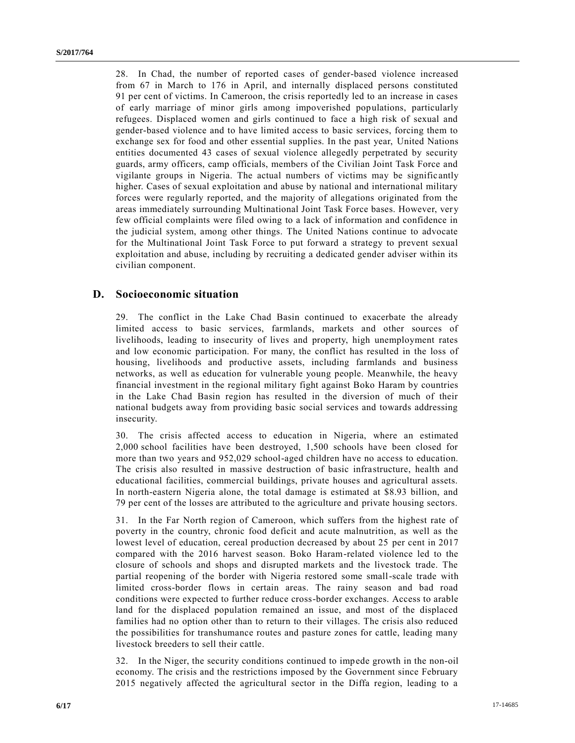28. In Chad, the number of reported cases of gender-based violence increased from 67 in March to 176 in April, and internally displaced persons constituted 91 per cent of victims. In Cameroon, the crisis reportedly led to an increase in cases of early marriage of minor girls among impoverished populations, particularly refugees. Displaced women and girls continued to face a high risk of sexual and gender-based violence and to have limited access to basic services, forcing them to exchange sex for food and other essential supplies. In the past year, United Nations entities documented 43 cases of sexual violence allegedly perpetrated by security guards, army officers, camp officials, members of the Civilian Joint Task Force and vigilante groups in Nigeria. The actual numbers of victims may be significantly higher. Cases of sexual exploitation and abuse by national and international military forces were regularly reported, and the majority of allegations originated from the areas immediately surrounding Multinational Joint Task Force bases. However, very few official complaints were filed owing to a lack of information and confidence in the judicial system, among other things. The United Nations continue to advocate for the Multinational Joint Task Force to put forward a strategy to prevent sexual exploitation and abuse, including by recruiting a dedicated gender adviser within its civilian component.

## D. Socioeconomic situation

29. The conflict in the Lake Chad Basin continued to exacerbate the already limited access to basic services, farmlands, markets and other sources of livelihoods, leading to insecurity of lives and property, high unemployment rates and low economic participation. For many, the conflict has resulted in the loss of housing, livelihoods and productive assets, including farmlands and business networks, as well as education for vulnerable young people. Meanwhile, the heavy financial investment in the regional military fight against Boko Haram by countries in the Lake Chad Basin region has resulted in the diversion of much of their national budgets away from providing basic social services and towards addressing insecurity.

30. The crisis affected access to education in Nigeria, where an estimated 2,000 school facilities have been destroyed, 1,500 schools have been closed for more than two years and 952,029 school-aged children have no access to education. The crisis also resulted in massive destruction of basic infrastructure, health and educational facilities, commercial buildings, private houses and agricultural assets. In north-eastern Nigeria alone, the total damage is estimated at $8.93 billion, and 79 per cent of the losses are attributed to the agriculture and private housing sectors.

31. In the Far North region of Cameroon, which suffers from the highest rate of poverty in the country, chronic food deficit and acute malnutrition, as well as the lowest level of education, cereal production decreased by about 25 per cent in 2017 compared with the 2016 harvest season. Boko Haram-related violence led to the closure of schools and shops and disrupted markets and the livestock trade. The partial reopening of the border with Nigeria restored some small-scale trade with limited cross-border flows in certain areas. The rainy season and bad road conditions were expected to further reduce cross-border exchanges. Access to arable land for the displaced population remained an issue, and most of the displaced families had no option other than to return to their villages. The crisis also reduced the possibilities for transhumance routes and pasture zones for cattle, leading many livestock breeders to sell their cattle.

32. In the Niger, the security conditions continued to impede growth in the non-oil economy. The crisis and the restrictions imposed by the Government since February 2015 negatively affected the agricultural sector in the Diffa region, leading to a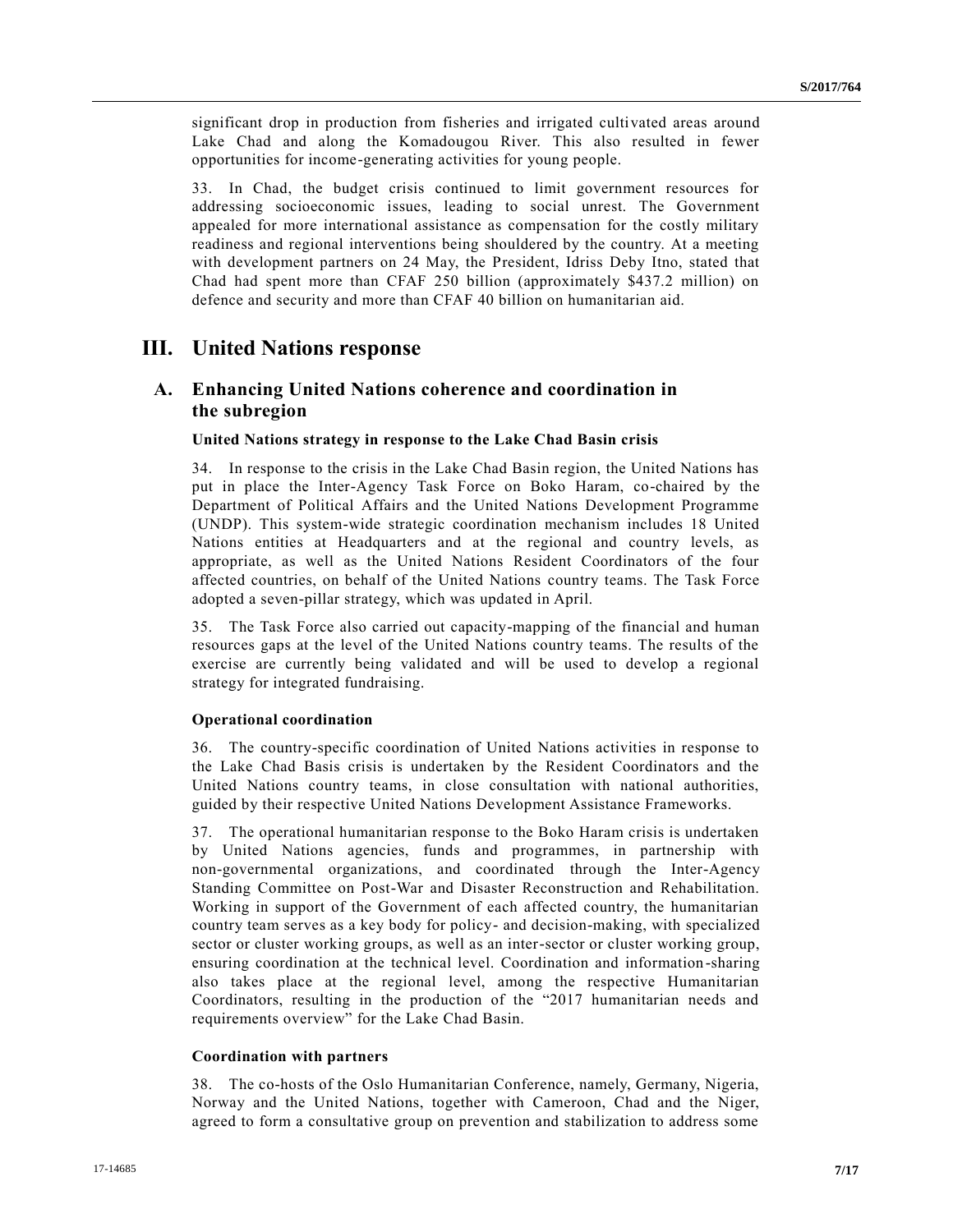significant drop in production from fisheries and irrigated cultivated areas around Lake Chad and along the Komadougou River. This also resulted in fewer opportunities for income-generating activities for young people.

33. In Chad, the budget crisis continued to limit government resources for addressing socioeconomic issues, leading to social unrest. The Government appealed for more international assistance as compensation for the costly military readiness and regional interventions being shouldered by the country. At a meeting with development partners on 24 May, the President, Idriss Deby Itno, stated that Chad had spent more than CFAF 250 billion (approximately $437.2 million) on defence and security and more than CFAF 40 billion on humanitarian aid.

# III. United Nations response

## A. Enhancing United Nations coherence and coordination in the subregion

### United Nations strategy in response to the Lake Chad Basin crisis

34. In response to the crisis in the Lake Chad Basin region, the United Nations has put in place the Inter-Agency Task Force on Boko Haram, co-chaired by the Department of Political Affairs and the United Nations Development Programme (UNDP). This system-wide strategic coordination mechanism includes 18 United Nations entities at Headquarters and at the regional and country levels, as appropriate, as well as the United Nations Resident Coordinators of the four affected countries, on behalf of the United Nations country teams. The Task Force adopted a seven-pillar strategy, which was updated in April.

35. The Task Force also carried out capacity-mapping of the financial and human resources gaps at the level of the United Nations country teams. The results of the exercise are currently being validated and will be used to develop a regional strategy for integrated fundraising.

### Operational coordination

36. The country-specific coordination of United Nations activities in response to the Lake Chad Basis crisis is undertaken by the Resident Coordinators and the United Nations country teams, in close consultation with national authorities, guided by their respective United Nations Development Assistance Frameworks.

37. The operational humanitarian response to the Boko Haram crisis is undertaken by United Nations agencies, funds and programmes, in partnership with non-governmental organizations, and coordinated through the Inter-Agency Standing Committee on Post-War and Disaster Reconstruction and Rehabilitation. Working in support of the Government of each affected country, the humanitarian country team serves as a key body for policy- and decision-making, with specialized sector or cluster working groups, as well as an inter-sector or cluster working group, ensuring coordination at the technical level. Coordination and information-sharing also takes place at the regional level, among the respective Humanitarian Coordinators, resulting in the production of the "2017 humanitarian needs and requirements overview" for the Lake Chad Basin.

### Coordination with partners

38. The co-hosts of the Oslo Humanitarian Conference, namely, Germany, Nigeria, Norway and the United Nations, together with Cameroon, Chad and the Niger, agreed to form a consultative group on prevention and stabilization to address some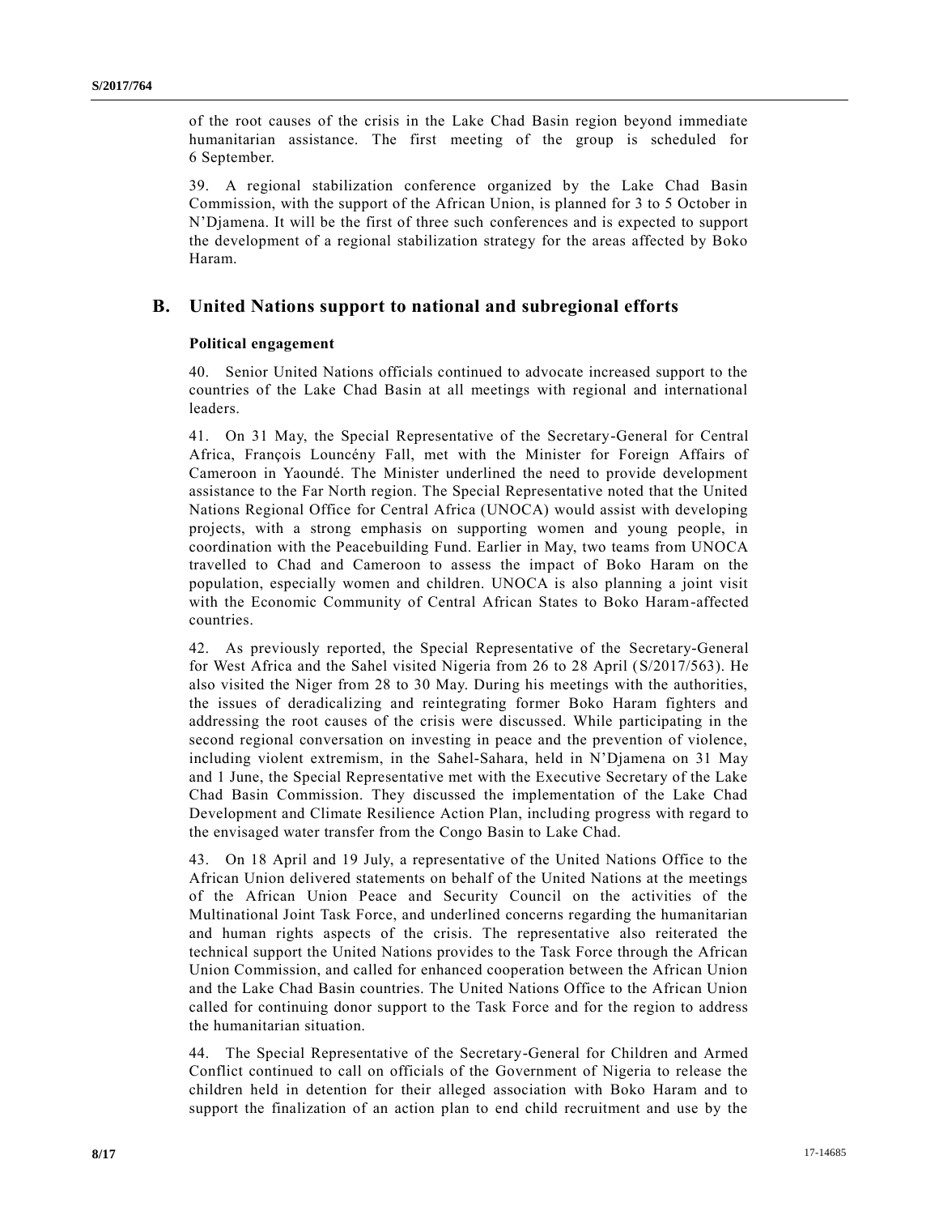of the root causes of the crisis in the Lake Chad Basin region beyond immediate humanitarian assistance. The first meeting of the group is scheduled for 6 September.

39. A regional stabilization conference organized by the Lake Chad Basin Commission, with the support of the African Union, is planned for 3 to 5 October in N'Djamena. It will be the first of three such conferences and is expected to support the development of a regional stabilization strategy for the areas affected by Boko Haram.

## B. United Nations support to national and subregional efforts

### Political engagement

40. Senior United Nations officials continued to advocate increased support to the countries of the Lake Chad Basin at all meetings with regional and international leaders.

41. On 31 May, the Special Representative of the Secretary-General for Central Africa, François Louncény Fall, met with the Minister for Foreign Affairs of Cameroon in Yaoundé. The Minister underlined the need to provide development assistance to the Far North region. The Special Representative noted that the United Nations Regional Office for Central Africa (UNOCA) would assist with developing projects, with a strong emphasis on supporting women and young people, in coordination with the Peacebuilding Fund. Earlier in May, two teams from UNOCA travelled to Chad and Cameroon to assess the impact of Boko Haram on the population, especially women and children. UNOCA is also planning a joint visit with the Economic Community of Central African States to Boko Haram-affected countries.

42. As previously reported, the Special Representative of the Secretary-General for West Africa and the Sahel visited Nigeria from 26 to 28 April (S/2017/563). He also visited the Niger from 28 to 30 May. During his meetings with the authorities, the issues of deradicalizing and reintegrating former Boko Haram fighters and addressing the root causes of the crisis were discussed. While participating in the second regional conversation on investing in peace and the prevention of violence, including violent extremism, in the Sahel-Sahara, held in N'Djamena on 31 May and 1 June, the Special Representative met with the Executive Secretary of the Lake Chad Basin Commission. They discussed the implementation of the Lake Chad Development and Climate Resilience Action Plan, including progress with regard to the envisaged water transfer from the Congo Basin to Lake Chad.

43. On 18 April and 19 July, a representative of the United Nations Office to the African Union delivered statements on behalf of the United Nations at the meetings of the African Union Peace and Security Council on the activities of the Multinational Joint Task Force, and underlined concerns regarding the humanitarian and human rights aspects of the crisis. The representative also reiterated the technical support the United Nations provides to the Task Force through the African Union Commission, and called for enhanced cooperation between the African Union and the Lake Chad Basin countries. The United Nations Office to the African Union called for continuing donor support to the Task Force and for the region to address the humanitarian situation.

44. The Special Representative of the Secretary-General for Children and Armed Conflict continued to call on officials of the Government of Nigeria to release the children held in detention for their alleged association with Boko Haram and to support the finalization of an action plan to end child recruitment and use by the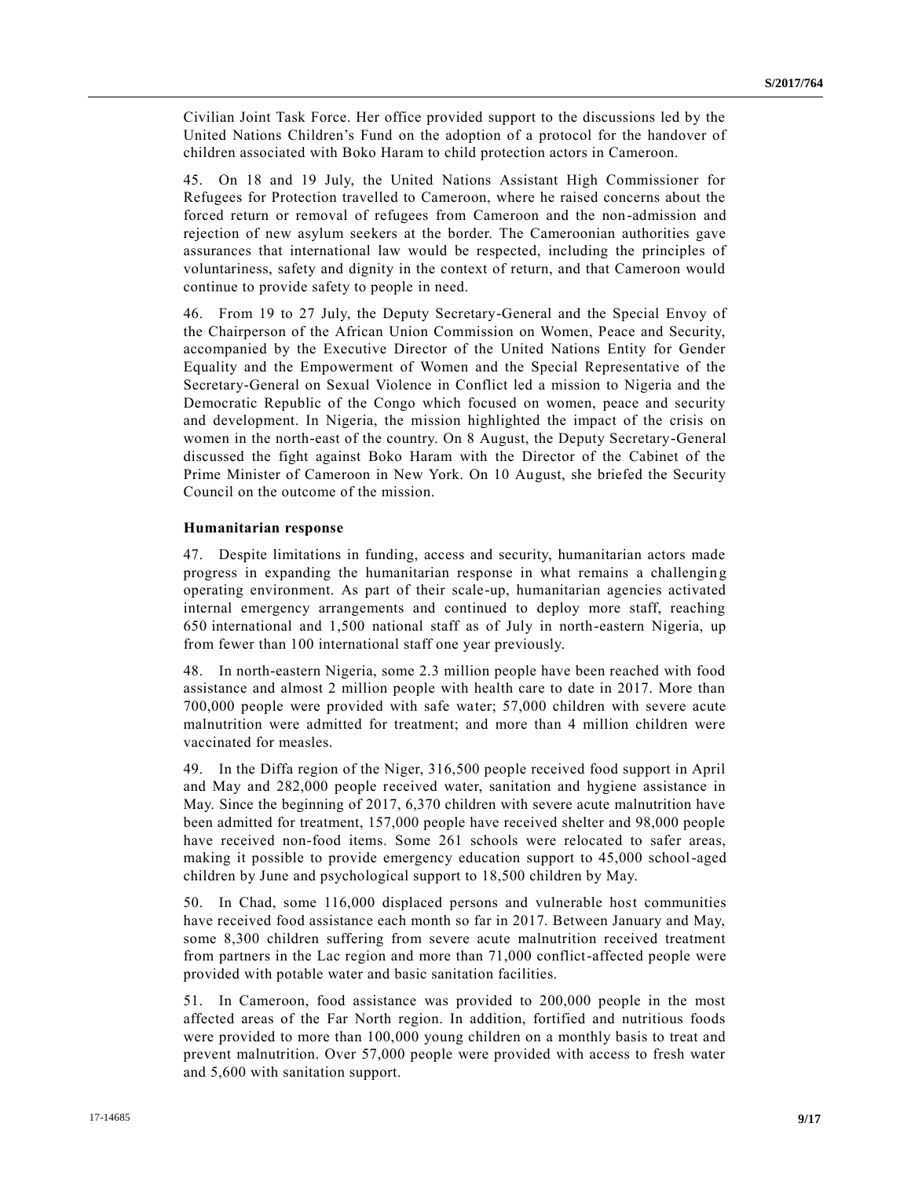Civilian Joint Task Force. Her office provided support to the discussions led by the United Nations Children's Fund on the adoption of a protocol for the handover of children associated with Boko Haram to child protection actors in Cameroon.

45. On 18 and 19 July, the United Nations Assistant High Commissioner for Refugees for Protection travelled to Cameroon, where he raised concerns about the forced return or removal of refugees from Cameroon and the non-admission and rejection of new asylum seekers at the border. The Cameroonian authorities gave assurances that international law would be respected, including the principles of voluntariness, safety and dignity in the context of return, and that Cameroon would continue to provide safety to people in need.

46. From 19 to 27 July, the Deputy Secretary-General and the Special Envoy of the Chairperson of the African Union Commission on Women, Peace and Security, accompanied by the Executive Director of the United Nations Entity for Gender Equality and the Empowerment of Women and the Special Representative of the Secretary-General on Sexual Violence in Conflict led a mission to Nigeria and the Democratic Republic of the Congo which focused on women, peace and security and development. In Nigeria, the mission highlighted the impact of the crisis on women in the north-east of the country. On 8 August, the Deputy Secretary-General discussed the fight against Boko Haram with the Director of the Cabinet of the Prime Minister of Cameroon in New York. On 10 August, she briefed the Security Council on the outcome of the mission.

**Humanitarian response**

47. Despite limitations in funding, access and security, humanitarian actors made progress in expanding the humanitarian response in what remains a challenging operating environment. As part of their scale-up, humanitarian agencies activated internal emergency arrangements and continued to deploy more staff, reaching 650 international and 1,500 national staff as of July in north-eastern Nigeria, up from fewer than 100 international staff one year previously.

48. In north-eastern Nigeria, some 2.3 million people have been reached with food assistance and almost 2 million people with health care to date in 2017. More than 700,000 people were provided with safe water; 57,000 children with severe acute malnutrition were admitted for treatment; and more than 4 million children were vaccinated for measles.

49. In the Diffa region of the Niger, 316,500 people received food support in April and May and 282,000 people received water, sanitation and hygiene assistance in May. Since the beginning of 2017, 6,370 children with severe acute malnutrition have been admitted for treatment, 157,000 people have received shelter and 98,000 people have received non-food items. Some 261 schools were relocated to safer areas, making it possible to provide emergency education support to 45,000 school-aged children by June and psychological support to 18,500 children by May.

50. In Chad, some 116,000 displaced persons and vulnerable host communities have received food assistance each month so far in 2017. Between January and May, some 8,300 children suffering from severe acute malnutrition received treatment from partners in the Lac region and more than 71,000 conflict-affected people were provided with potable water and basic sanitation facilities.

51. In Cameroon, food assistance was provided to 200,000 people in the most affected areas of the Far North region. In addition, fortified and nutritious foods were provided to more than 100,000 young children on a monthly basis to treat and prevent malnutrition. Over 57,000 people were provided with access to fresh water and 5,600 with sanitation support.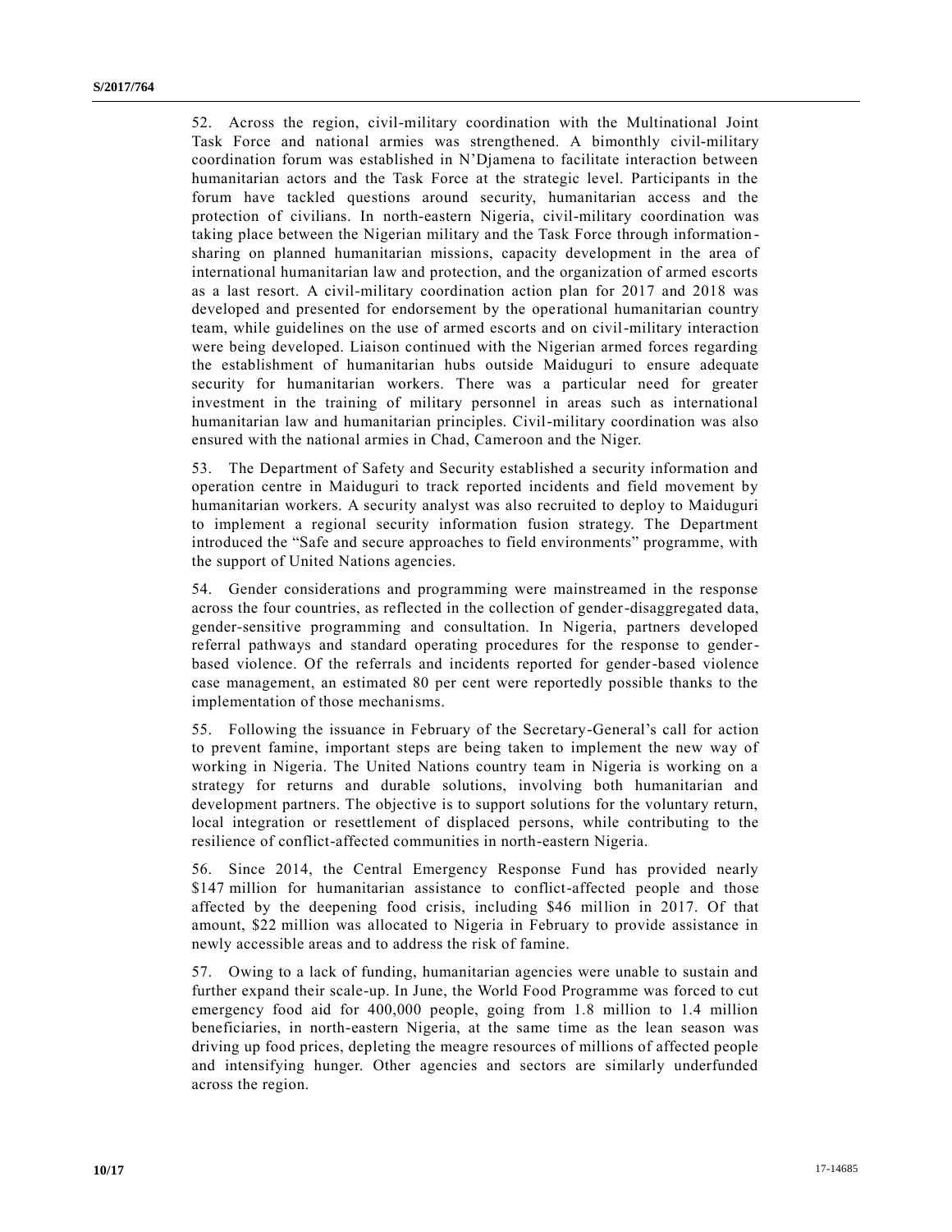52. Across the region, civil-military coordination with the Multinational Joint Task Force and national armies was strengthened. A bimonthly civil-military coordination forum was established in N'Djamena to facilitate interaction between humanitarian actors and the Task Force at the strategic level. Participants in the forum have tackled questions around security, humanitarian access and the protection of civilians. In north-eastern Nigeria, civil-military coordination was taking place between the Nigerian military and the Task Force through information-sharing on planned humanitarian missions, capacity development in the area of international humanitarian law and protection, and the organization of armed escorts as a last resort. A civil-military coordination action plan for 2017 and 2018 was developed and presented for endorsement by the operational humanitarian country team, while guidelines on the use of armed escorts and on civil-military interaction were being developed. Liaison continued with the Nigerian armed forces regarding the establishment of humanitarian hubs outside Maiduguri to ensure adequate security for humanitarian workers. There was a particular need for greater investment in the training of military personnel in areas such as international humanitarian law and humanitarian principles. Civil-military coordination was also ensured with the national armies in Chad, Cameroon and the Niger.

53. The Department of Safety and Security established a security information and operation centre in Maiduguri to track reported incidents and field movement by humanitarian workers. A security analyst was also recruited to deploy to Maiduguri to implement a regional security information fusion strategy. The Department introduced the "Safe and secure approaches to field environments" programme, with the support of United Nations agencies.

54. Gender considerations and programming were mainstreamed in the response across the four countries, as reflected in the collection of gender-disaggregated data, gender-sensitive programming and consultation. In Nigeria, partners developed referral pathways and standard operating procedures for the response to gender-based violence. Of the referrals and incidents reported for gender-based violence case management, an estimated 80 per cent were reportedly possible thanks to the implementation of those mechanisms.

55. Following the issuance in February of the Secretary-General's call for action to prevent famine, important steps are being taken to implement the new way of working in Nigeria. The United Nations country team in Nigeria is working on a strategy for returns and durable solutions, involving both humanitarian and development partners. The objective is to support solutions for the voluntary return, local integration or resettlement of displaced persons, while contributing to the resilience of conflict-affected communities in north-eastern Nigeria.

56. Since 2014, the Central Emergency Response Fund has provided nearly \$147 million for humanitarian assistance to conflict-affected people and those affected by the deepening food crisis, including \$46 million in 2017. Of that amount, \$22 million was allocated to Nigeria in February to provide assistance in newly accessible areas and to address the risk of famine.

57. Owing to a lack of funding, humanitarian agencies were unable to sustain and further expand their scale-up. In June, the World Food Programme was forced to cut emergency food aid for 400,000 people, going from 1.8 million to 1.4 million beneficiaries, in north-eastern Nigeria, at the same time as the lean season was driving up food prices, depleting the meagre resources of millions of affected people and intensifying hunger. Other agencies and sectors are similarly underfunded across the region.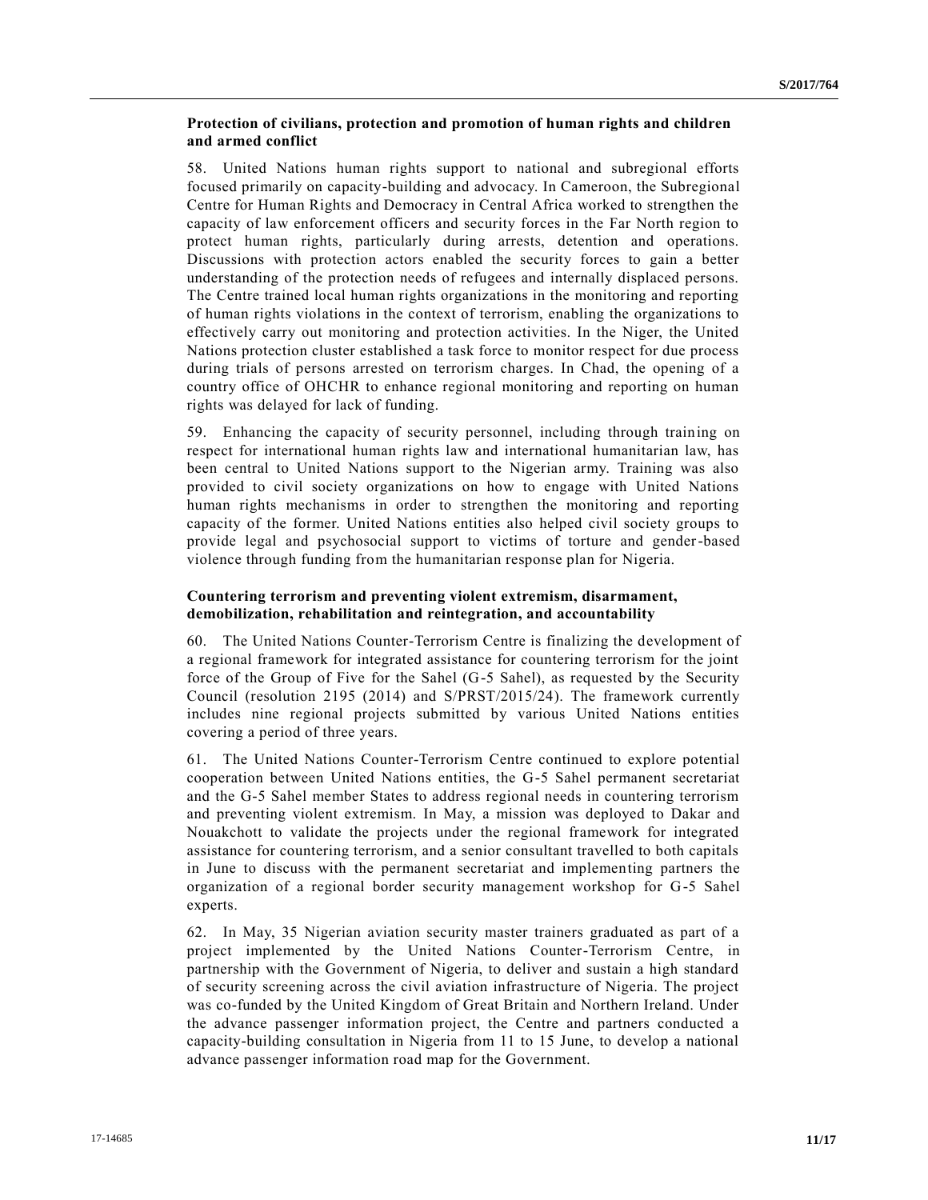### Protection of civilians, protection and promotion of human rights and children and armed conflict

58. United Nations human rights support to national and subregional efforts focused primarily on capacity-building and advocacy. In Cameroon, the Subregional Centre for Human Rights and Democracy in Central Africa worked to strengthen the capacity of law enforcement officers and security forces in the Far North region to protect human rights, particularly during arrests, detention and operations. Discussions with protection actors enabled the security forces to gain a better understanding of the protection needs of refugees and internally displaced persons. The Centre trained local human rights organizations in the monitoring and reporting of human rights violations in the context of terrorism, enabling the organizations to effectively carry out monitoring and protection activities. In the Niger, the United Nations protection cluster established a task force to monitor respect for due process during trials of persons arrested on terrorism charges. In Chad, the opening of a country office of OHCHR to enhance regional monitoring and reporting on human rights was delayed for lack of funding.

59. Enhancing the capacity of security personnel, including through training on respect for international human rights law and international humanitarian law, has been central to United Nations support to the Nigerian army. Training was also provided to civil society organizations on how to engage with United Nations human rights mechanisms in order to strengthen the monitoring and reporting capacity of the former. United Nations entities also helped civil society groups to provide legal and psychosocial support to victims of torture and gender-based violence through funding from the humanitarian response plan for Nigeria.

### Countering terrorism and preventing violent extremism, disarmament, demobilization, rehabilitation and reintegration, and accountability

60. The United Nations Counter-Terrorism Centre is finalizing the development of a regional framework for integrated assistance for countering terrorism for the joint force of the Group of Five for the Sahel (G-5 Sahel), as requested by the Security Council (resolution 2195 (2014) and S/PRST/2015/24). The framework currently includes nine regional projects submitted by various United Nations entities covering a period of three years.

61. The United Nations Counter-Terrorism Centre continued to explore potential cooperation between United Nations entities, the G-5 Sahel permanent secretariat and the G-5 Sahel member States to address regional needs in countering terrorism and preventing violent extremism. In May, a mission was deployed to Dakar and Nouakchott to validate the projects under the regional framework for integrated assistance for countering terrorism, and a senior consultant travelled to both capitals in June to discuss with the permanent secretariat and implementing partners the organization of a regional border security management workshop for G-5 Sahel experts.

62. In May, 35 Nigerian aviation security master trainers graduated as part of a project implemented by the United Nations Counter-Terrorism Centre, in partnership with the Government of Nigeria, to deliver and sustain a high standard of security screening across the civil aviation infrastructure of Nigeria. The project was co-funded by the United Kingdom of Great Britain and Northern Ireland. Under the advance passenger information project, the Centre and partners conducted a capacity-building consultation in Nigeria from 11 to 15 June, to develop a national advance passenger information road map for the Government.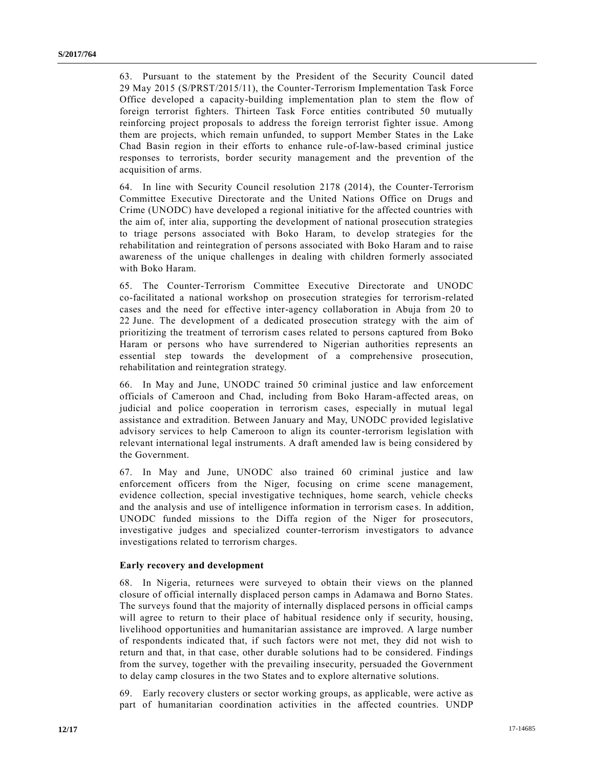63. Pursuant to the statement by the President of the Security Council dated 29 May 2015 (S/PRST/2015/11), the Counter-Terrorism Implementation Task Force Office developed a capacity-building implementation plan to stem the flow of foreign terrorist fighters. Thirteen Task Force entities contributed 50 mutually reinforcing project proposals to address the foreign terrorist fighter issue. Among them are projects, which remain unfunded, to support Member States in the Lake Chad Basin region in their efforts to enhance rule-of-law-based criminal justice responses to terrorists, border security management and the prevention of the acquisition of arms.

64. In line with Security Council resolution 2178 (2014), the Counter-Terrorism Committee Executive Directorate and the United Nations Office on Drugs and Crime (UNODC) have developed a regional initiative for the affected countries with the aim of, inter alia, supporting the development of national prosecution strategies to triage persons associated with Boko Haram, to develop strategies for the rehabilitation and reintegration of persons associated with Boko Haram and to raise awareness of the unique challenges in dealing with children formerly associated with Boko Haram.

65. The Counter-Terrorism Committee Executive Directorate and UNODC co-facilitated a national workshop on prosecution strategies for terrorism-related cases and the need for effective inter-agency collaboration in Abuja from 20 to 22 June. The development of a dedicated prosecution strategy with the aim of prioritizing the treatment of terrorism cases related to persons captured from Boko Haram or persons who have surrendered to Nigerian authorities represents an essential step towards the development of a comprehensive prosecution, rehabilitation and reintegration strategy.

66. In May and June, UNODC trained 50 criminal justice and law enforcement officials of Cameroon and Chad, including from Boko Haram-affected areas, on judicial and police cooperation in terrorism cases, especially in mutual legal assistance and extradition. Between January and May, UNODC provided legislative advisory services to help Cameroon to align its counter-terrorism legislation with relevant international legal instruments. A draft amended law is being considered by the Government.

67. In May and June, UNODC also trained 60 criminal justice and law enforcement officers from the Niger, focusing on crime scene management, evidence collection, special investigative techniques, home search, vehicle checks and the analysis and use of intelligence information in terrorism cases. In addition, UNODC funded missions to the Diffa region of the Niger for prosecutors, investigative judges and specialized counter-terrorism investigators to advance investigations related to terrorism charges.

**Early recovery and development**

68. In Nigeria, returnees were surveyed to obtain their views on the planned closure of official internally displaced person camps in Adamawa and Borno States. The surveys found that the majority of internally displaced persons in official camps will agree to return to their place of habitual residence only if security, housing, livelihood opportunities and humanitarian assistance are improved. A large number of respondents indicated that, if such factors were not met, they did not wish to return and that, in that case, other durable solutions had to be considered. Findings from the survey, together with the prevailing insecurity, persuaded the Government to delay camp closures in the two States and to explore alternative solutions.

69. Early recovery clusters or sector working groups, as applicable, were active as part of humanitarian coordination activities in the affected countries. UNDP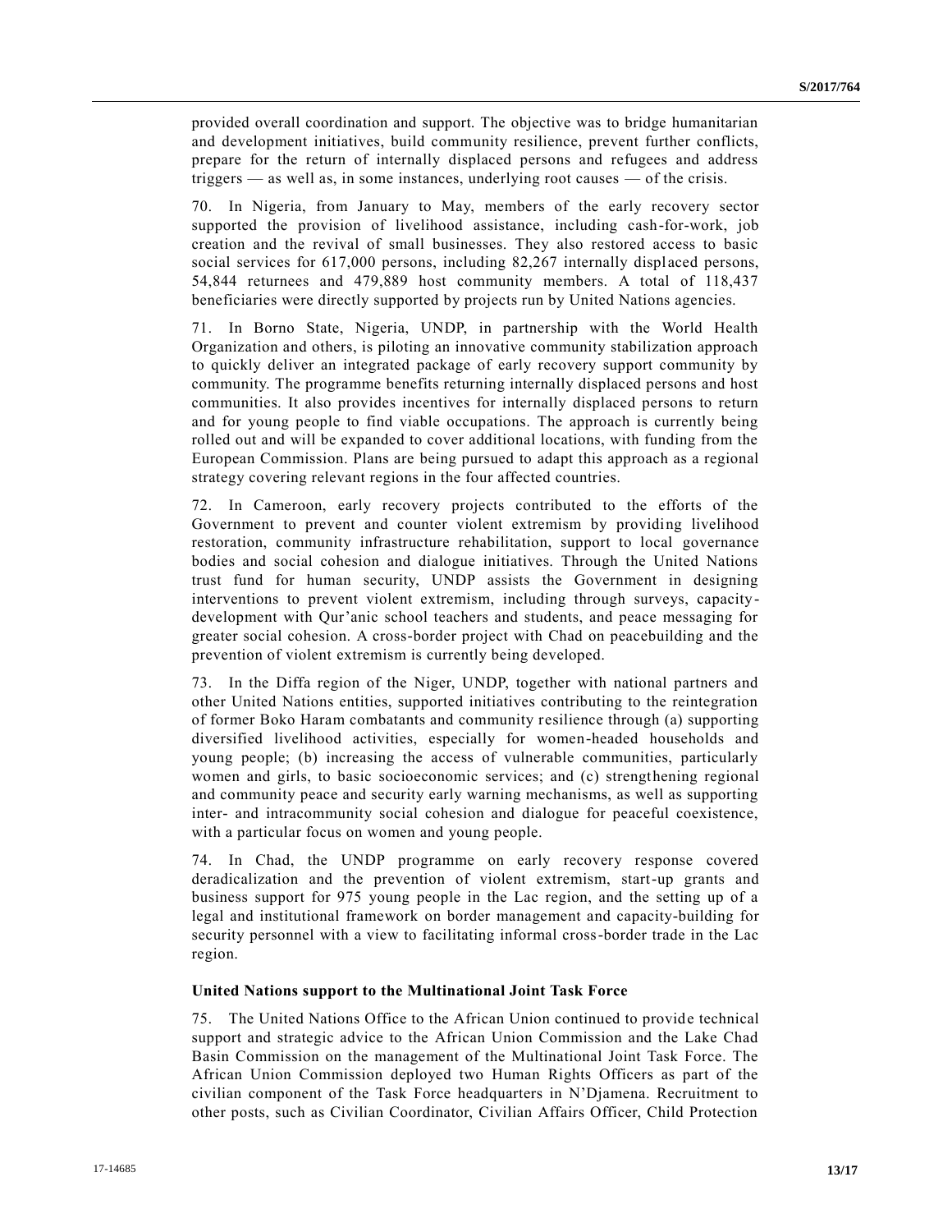provided overall coordination and support. The objective was to bridge humanitarian and development initiatives, build community resilience, prevent further conflicts, prepare for the return of internally displaced persons and refugees and address triggers — as well as, in some instances, underlying root causes — of the crisis.

70. In Nigeria, from January to May, members of the early recovery sector supported the provision of livelihood assistance, including cash-for-work, job creation and the revival of small businesses. They also restored access to basic social services for 617,000 persons, including 82,267 internally displaced persons, 54,844 returnees and 479,889 host community members. A total of 118,437 beneficiaries were directly supported by projects run by United Nations agencies.

71. In Borno State, Nigeria, UNDP, in partnership with the World Health Organization and others, is piloting an innovative community stabilization approach to quickly deliver an integrated package of early recovery support community by community. The programme benefits returning internally displaced persons and host communities. It also provides incentives for internally displaced persons to return and for young people to find viable occupations. The approach is currently being rolled out and will be expanded to cover additional locations, with funding from the European Commission. Plans are being pursued to adapt this approach as a regional strategy covering relevant regions in the four affected countries.

72. In Cameroon, early recovery projects contributed to the efforts of the Government to prevent and counter violent extremism by providing livelihood restoration, community infrastructure rehabilitation, support to local governance bodies and social cohesion and dialogue initiatives. Through the United Nations trust fund for human security, UNDP assists the Government in designing interventions to prevent violent extremism, including through surveys, capacity-development with Qur'anic school teachers and students, and peace messaging for greater social cohesion. A cross-border project with Chad on peacebuilding and the prevention of violent extremism is currently being developed.

73. In the Diffa region of the Niger, UNDP, together with national partners and other United Nations entities, supported initiatives contributing to the reintegration of former Boko Haram combatants and community resilience through (a) supporting diversified livelihood activities, especially for women-headed households and young people; (b) increasing the access of vulnerable communities, particularly women and girls, to basic socioeconomic services; and (c) strengthening regional and community peace and security early warning mechanisms, as well as supporting inter- and intracommunity social cohesion and dialogue for peaceful coexistence, with a particular focus on women and young people.

74. In Chad, the UNDP programme on early recovery response covered deradicalization and the prevention of violent extremism, start-up grants and business support for 975 young people in the Lac region, and the setting up of a legal and institutional framework on border management and capacity-building for security personnel with a view to facilitating informal cross-border trade in the Lac region.

**United Nations support to the Multinational Joint Task Force**

75. The United Nations Office to the African Union continued to provide technical support and strategic advice to the African Union Commission and the Lake Chad Basin Commission on the management of the Multinational Joint Task Force. The African Union Commission deployed two Human Rights Officers as part of the civilian component of the Task Force headquarters in N'Djamena. Recruitment to other posts, such as Civilian Coordinator, Civilian Affairs Officer, Child Protection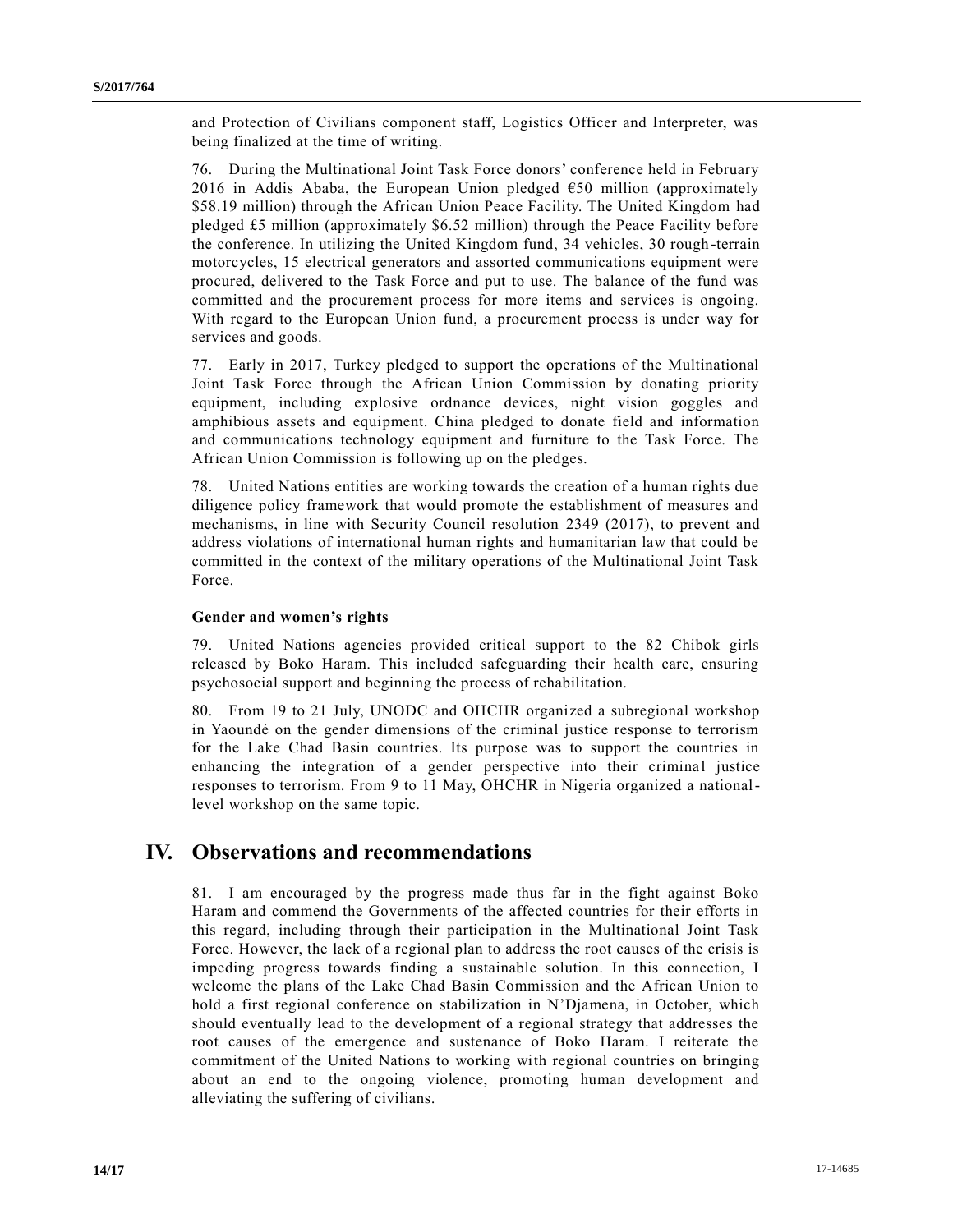and Protection of Civilians component staff, Logistics Officer and Interpreter, was being finalized at the time of writing.

76. During the Multinational Joint Task Force donors' conference held in February 2016 in Addis Ababa, the European Union pledged €50 million (approximately \$58.19 million) through the African Union Peace Facility. The United Kingdom had pledged £5 million (approximately \$6.52 million) through the Peace Facility before the conference. In utilizing the United Kingdom fund, 34 vehicles, 30 rough-terrain motorcycles, 15 electrical generators and assorted communications equipment were procured, delivered to the Task Force and put to use. The balance of the fund was committed and the procurement process for more items and services is ongoing. With regard to the European Union fund, a procurement process is under way for services and goods.

77. Early in 2017, Turkey pledged to support the operations of the Multinational Joint Task Force through the African Union Commission by donating priority equipment, including explosive ordnance devices, night vision goggles and amphibious assets and equipment. China pledged to donate field and information and communications technology equipment and furniture to the Task Force. The African Union Commission is following up on the pledges.

78. United Nations entities are working towards the creation of a human rights due diligence policy framework that would promote the establishment of measures and mechanisms, in line with Security Council resolution 2349 (2017), to prevent and address violations of international human rights and humanitarian law that could be committed in the context of the military operations of the Multinational Joint Task Force.

### Gender and women's rights

79. United Nations agencies provided critical support to the 82 Chibok girls released by Boko Haram. This included safeguarding their health care, ensuring psychosocial support and beginning the process of rehabilitation.

80. From 19 to 21 July, UNODC and OHCHR organized a subregional workshop in Yaoundé on the gender dimensions of the criminal justice response to terrorism for the Lake Chad Basin countries. Its purpose was to support the countries in enhancing the integration of a gender perspective into their criminal justice responses to terrorism. From 9 to 11 May, OHCHR in Nigeria organized a national-level workshop on the same topic.

## IV. Observations and recommendations

81. I am encouraged by the progress made thus far in the fight against Boko Haram and commend the Governments of the affected countries for their efforts in this regard, including through their participation in the Multinational Joint Task Force. However, the lack of a regional plan to address the root causes of the crisis is impeding progress towards finding a sustainable solution. In this connection, I welcome the plans of the Lake Chad Basin Commission and the African Union to hold a first regional conference on stabilization in N'Djamena, in October, which should eventually lead to the development of a regional strategy that addresses the root causes of the emergence and sustenance of Boko Haram. I reiterate the commitment of the United Nations to working with regional countries on bringing about an end to the ongoing violence, promoting human development and alleviating the suffering of civilians.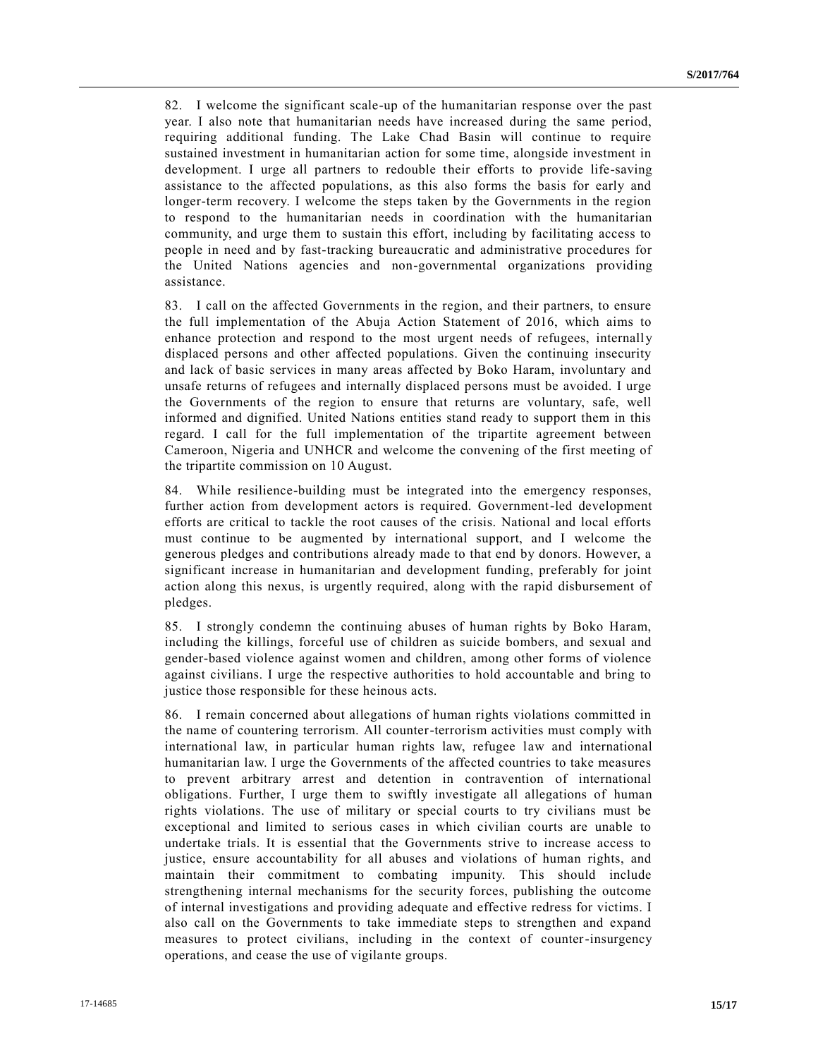82. I welcome the significant scale-up of the humanitarian response over the past year. I also note that humanitarian needs have increased during the same period, requiring additional funding. The Lake Chad Basin will continue to require sustained investment in humanitarian action for some time, alongside investment in development. I urge all partners to redouble their efforts to provide life-saving assistance to the affected populations, as this also forms the basis for early and longer-term recovery. I welcome the steps taken by the Governments in the region to respond to the humanitarian needs in coordination with the humanitarian community, and urge them to sustain this effort, including by facilitating access to people in need and by fast-tracking bureaucratic and administrative procedures for the United Nations agencies and non-governmental organizations providing assistance.

83. I call on the affected Governments in the region, and their partners, to ensure the full implementation of the Abuja Action Statement of 2016, which aims to enhance protection and respond to the most urgent needs of refugees, internally displaced persons and other affected populations. Given the continuing insecurity and lack of basic services in many areas affected by Boko Haram, involuntary and unsafe returns of refugees and internally displaced persons must be avoided. I urge the Governments of the region to ensure that returns are voluntary, safe, well informed and dignified. United Nations entities stand ready to support them in this regard. I call for the full implementation of the tripartite agreement between Cameroon, Nigeria and UNHCR and welcome the convening of the first meeting of the tripartite commission on 10 August.

84. While resilience-building must be integrated into the emergency responses, further action from development actors is required. Government-led development efforts are critical to tackle the root causes of the crisis. National and local efforts must continue to be augmented by international support, and I welcome the generous pledges and contributions already made to that end by donors. However, a significant increase in humanitarian and development funding, preferably for joint action along this nexus, is urgently required, along with the rapid disbursement of pledges.

85. I strongly condemn the continuing abuses of human rights by Boko Haram, including the killings, forceful use of children as suicide bombers, and sexual and gender-based violence against women and children, among other forms of violence against civilians. I urge the respective authorities to hold accountable and bring to justice those responsible for these heinous acts.

86. I remain concerned about allegations of human rights violations committed in the name of countering terrorism. All counter-terrorism activities must comply with international law, in particular human rights law, refugee law and international humanitarian law. I urge the Governments of the affected countries to take measures to prevent arbitrary arrest and detention in contravention of international obligations. Further, I urge them to swiftly investigate all allegations of human rights violations. The use of military or special courts to try civilians must be exceptional and limited to serious cases in which civilian courts are unable to undertake trials. It is essential that the Governments strive to increase access to justice, ensure accountability for all abuses and violations of human rights, and maintain their commitment to combating impunity. This should include strengthening internal mechanisms for the security forces, publishing the outcome of internal investigations and providing adequate and effective redress for victims. I also call on the Governments to take immediate steps to strengthen and expand measures to protect civilians, including in the context of counter-insurgency operations, and cease the use of vigilante groups.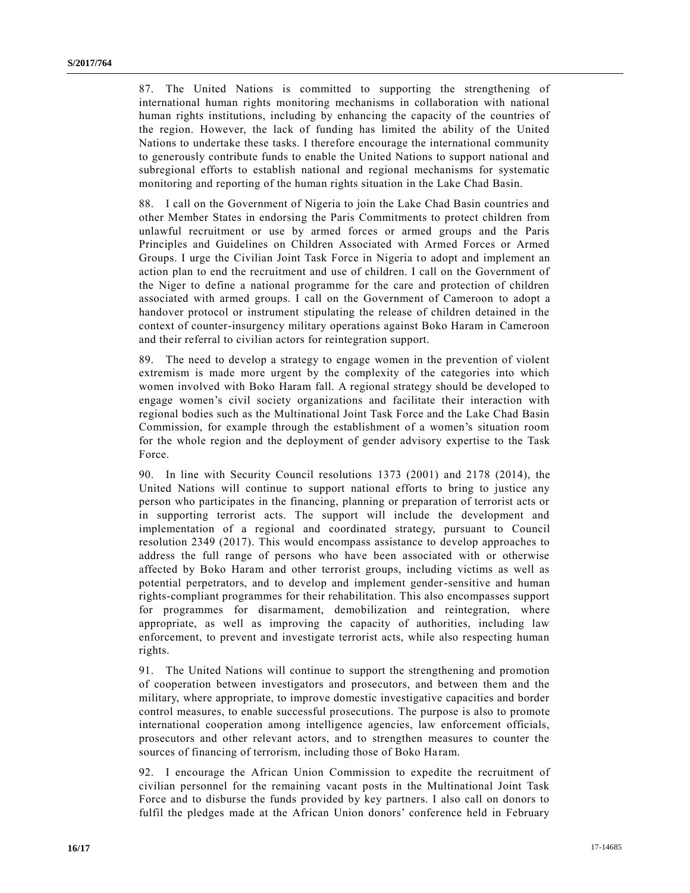87. The United Nations is committed to supporting the strengthening of international human rights monitoring mechanisms in collaboration with national human rights institutions, including by enhancing the capacity of the countries of the region. However, the lack of funding has limited the ability of the United Nations to undertake these tasks. I therefore encourage the international community to generously contribute funds to enable the United Nations to support national and subregional efforts to establish national and regional mechanisms for systematic monitoring and reporting of the human rights situation in the Lake Chad Basin.

88. I call on the Government of Nigeria to join the Lake Chad Basin countries and other Member States in endorsing the Paris Commitments to protect children from unlawful recruitment or use by armed forces or armed groups and the Paris Principles and Guidelines on Children Associated with Armed Forces or Armed Groups. I urge the Civilian Joint Task Force in Nigeria to adopt and implement an action plan to end the recruitment and use of children. I call on the Government of the Niger to define a national programme for the care and protection of children associated with armed groups. I call on the Government of Cameroon to adopt a handover protocol or instrument stipulating the release of children detained in the context of counter-insurgency military operations against Boko Haram in Cameroon and their referral to civilian actors for reintegration support.

89. The need to develop a strategy to engage women in the prevention of violent extremism is made more urgent by the complexity of the categories into which women involved with Boko Haram fall. A regional strategy should be developed to engage women's civil society organizations and facilitate their interaction with regional bodies such as the Multinational Joint Task Force and the Lake Chad Basin Commission, for example through the establishment of a women's situation room for the whole region and the deployment of gender advisory expertise to the Task Force.

90. In line with Security Council resolutions 1373 (2001) and 2178 (2014), the United Nations will continue to support national efforts to bring to justice any person who participates in the financing, planning or preparation of terrorist acts or in supporting terrorist acts. The support will include the development and implementation of a regional and coordinated strategy, pursuant to Council resolution 2349 (2017). This would encompass assistance to develop approaches to address the full range of persons who have been associated with or otherwise affected by Boko Haram and other terrorist groups, including victims as well as potential perpetrators, and to develop and implement gender-sensitive and human rights-compliant programmes for their rehabilitation. This also encompasses support for programmes for disarmament, demobilization and reintegration, where appropriate, as well as improving the capacity of authorities, including law enforcement, to prevent and investigate terrorist acts, while also respecting human rights.

91. The United Nations will continue to support the strengthening and promotion of cooperation between investigators and prosecutors, and between them and the military, where appropriate, to improve domestic investigative capacities and border control measures, to enable successful prosecutions. The purpose is also to promote international cooperation among intelligence agencies, law enforcement officials, prosecutors and other relevant actors, and to strengthen measures to counter the sources of financing of terrorism, including those of Boko Haram.

92. I encourage the African Union Commission to expedite the recruitment of civilian personnel for the remaining vacant posts in the Multinational Joint Task Force and to disburse the funds provided by key partners. I also call on donors to fulfil the pledges made at the African Union donors' conference held in February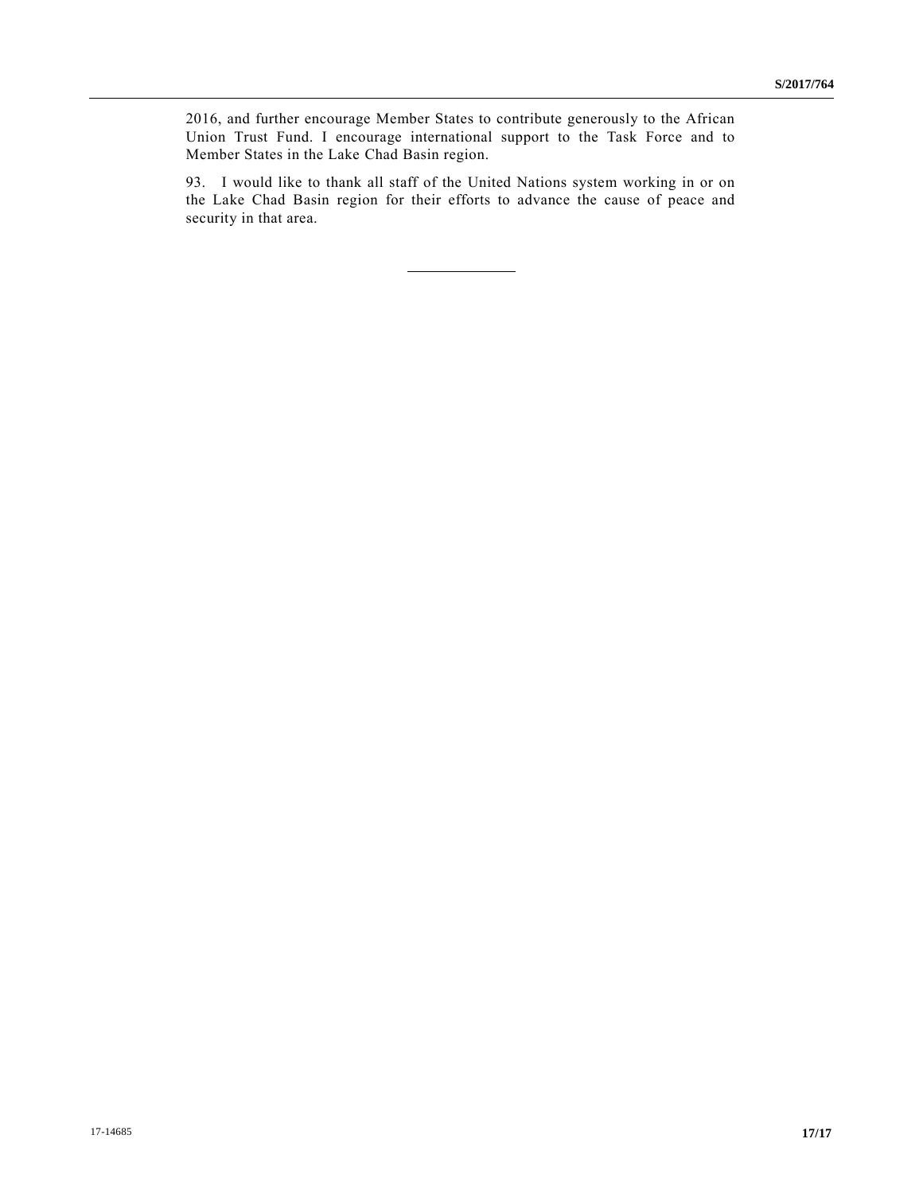2016, and further encourage Member States to contribute generously to the African Union Trust Fund. I encourage international support to the Task Force and to Member States in the Lake Chad Basin region.

93. I would like to thank all staff of the United Nations system working in or on the Lake Chad Basin region for their efforts to advance the cause of peace and security in that area.